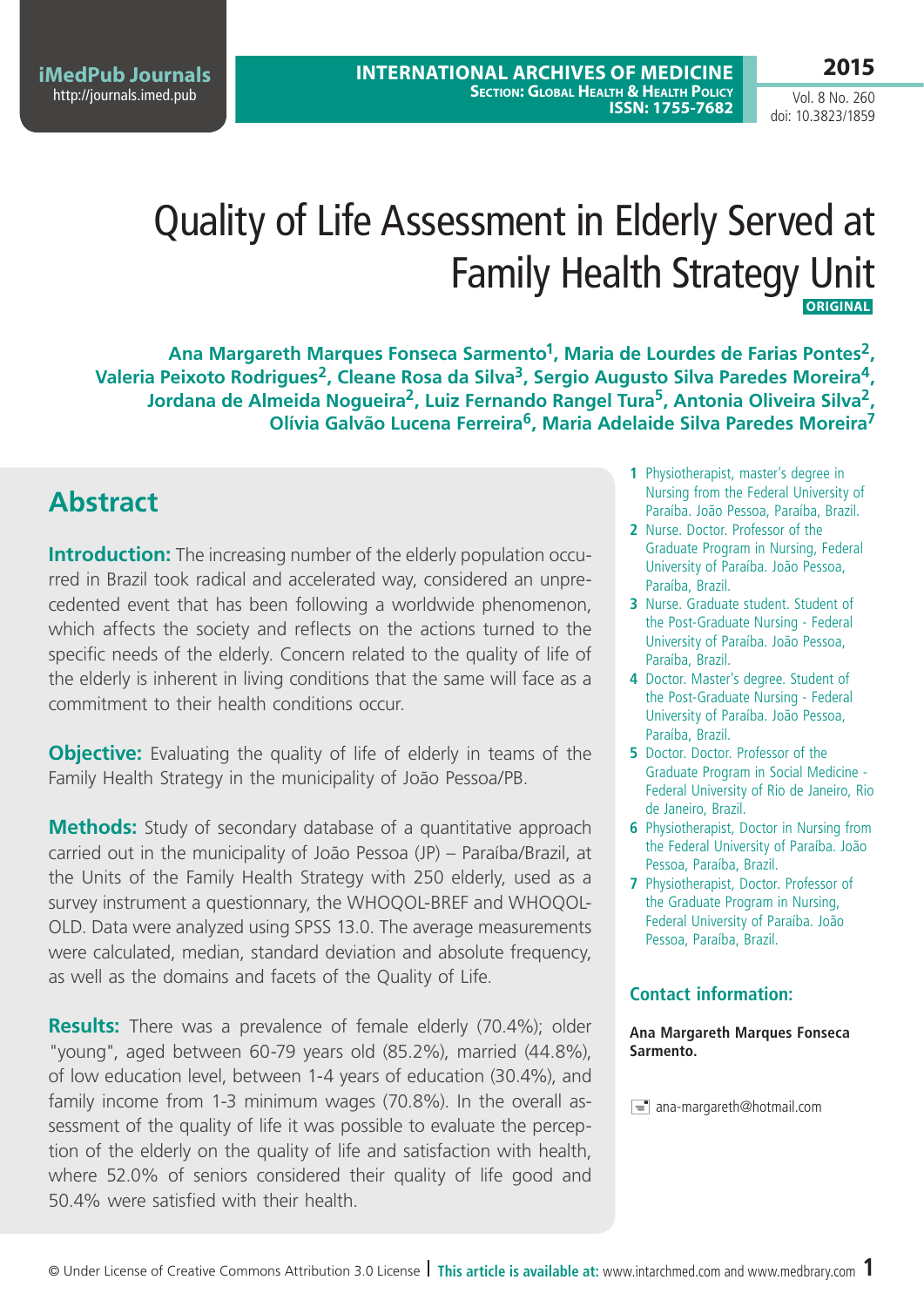# Quality of Life Assessment in Elderly Served at Family Health Strategy Unit

**ORIGINAL**

**Ana Margareth Marques Fonseca Sarmento[1], Maria de Lourdes de Farias Pontes[2], Valeria Peixoto Rodrigues[2], Cleane Rosa da Silva[3], Sergio Augusto Silva Paredes Moreira[4], Jordana de Almeida Nogueira[2], Luiz Fernando Rangel Tura[5], Antonia Oliveira Silva[2], Olívia Galvão Lucena Ferreira[6], Maria Adelaide Silva Paredes Moreira[7]**

## Abstract

**Introduction:** The increasing number of the elderly population occurred in Brazil took radical and accelerated way, considered an unprecedented event that has been following a worldwide phenomenon, which affects the society and reflects on the actions turned to the specific needs of the elderly. Concern related to the quality of life of the elderly is inherent in living conditions that the same will face as a commitment to their health conditions occur.

**Objective:** Evaluating the quality of life of elderly in teams of the Family Health Strategy in the municipality of João Pessoa/PB.

**Methods:** Study of secondary database of a quantitative approach carried out in the municipality of João Pessoa (JP) – Paraíba/Brazil, at the Units of the Family Health Strategy with 250 elderly, used as a survey instrument a questionnary, the WHOQOL-BREF and WHOQOL-OLD. Data were analyzed using SPSS 13.0. The average measurements were calculated, median, standard deviation and absolute frequency, as well as the domains and facets of the Quality of Life.

**Results:** There was a prevalence of female elderly (70.4%); older "young", aged between 60-79 years old (85.2%), married (44.8%), of low education level, between 1-4 years of education (30.4%), and family income from 1-3 minimum wages (70.8%). In the overall assessment of the quality of life it was possible to evaluate the perception of the elderly on the quality of life and satisfaction with health, where 52.0% of seniors considered their quality of life good and 50.4% were satisfied with their health.

1. Physiotherapist, master's degree in Nursing from the Federal University of Paraíba. João Pessoa, Paraíba, Brazil.
2. Nurse. Doctor. Professor of the Graduate Program in Nursing, Federal University of Paraíba. João Pessoa, Paraíba, Brazil.
3. Nurse. Graduate student. Student of the Post-Graduate Nursing - Federal University of Paraíba. João Pessoa, Paraíba, Brazil.
4. Doctor. Master's degree. Student of the Post-Graduate Nursing - Federal University of Paraíba. João Pessoa, Paraíba, Brazil.
5. Doctor. Doctor. Professor of the Graduate Program in Social Medicine - Federal University of Rio de Janeiro, Rio de Janeiro, Brazil.
6. Physiotherapist, Doctor in Nursing from the Federal University of Paraíba. João Pessoa, Paraíba, Brazil.
7. Physiotherapist, Doctor. Professor of the Graduate Program in Nursing, Federal University of Paraíba. João Pessoa, Paraíba, Brazil.

### Contact information:

**Ana Margareth Marques Fonseca Sarmento.**

ana-margareth@hotmail.com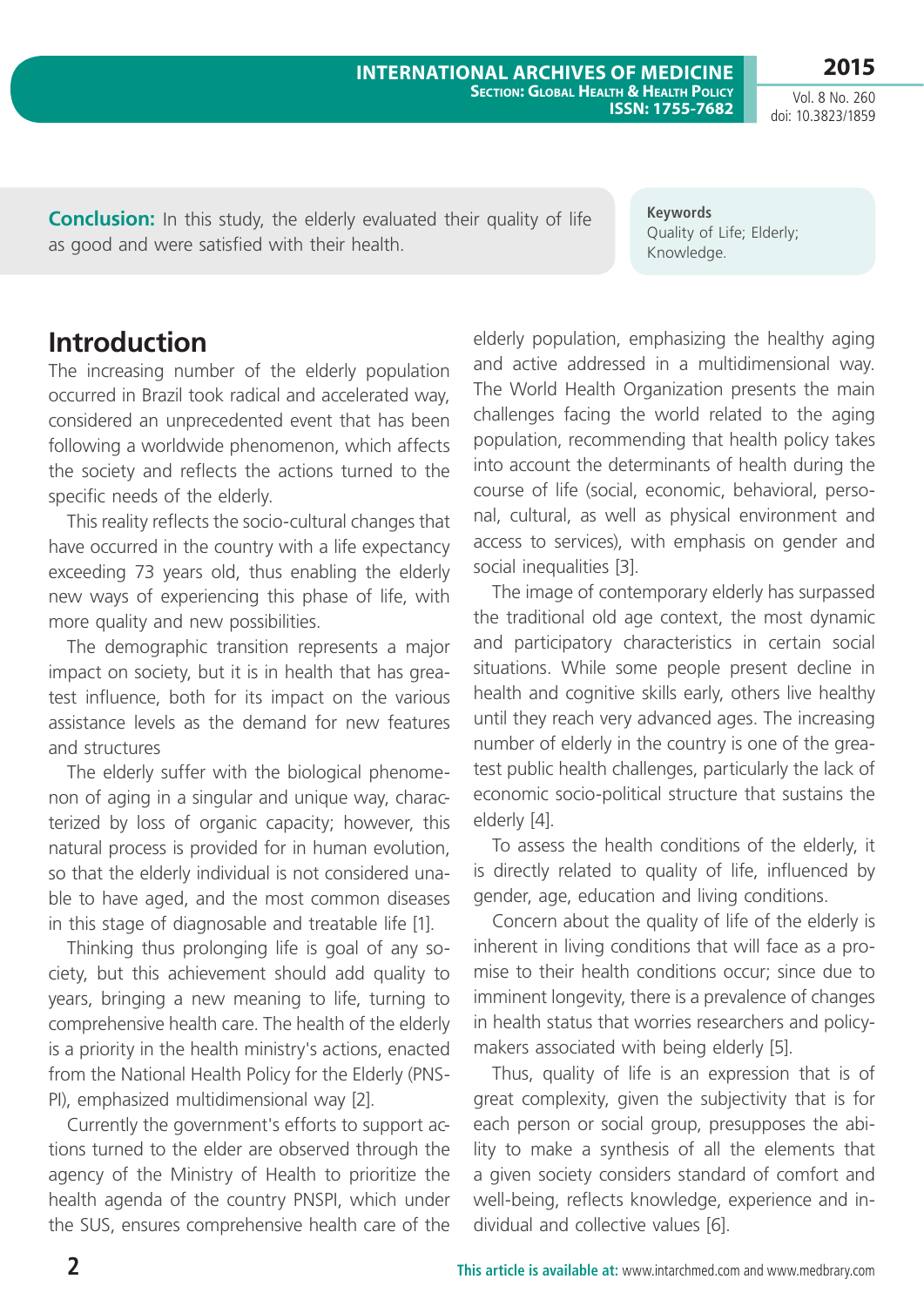**Conclusion:** In this study, the elderly evaluated their quality of life as good and were satisfied with their health.

**Keywords**
Quality of Life; Elderly; Knowledge.

## Introduction

The increasing number of the elderly population occurred in Brazil took radical and accelerated way, considered an unprecedented event that has been following a worldwide phenomenon, which affects the society and reflects the actions turned to the specific needs of the elderly.

This reality reflects the socio-cultural changes that have occurred in the country with a life expectancy exceeding 73 years old, thus enabling the elderly new ways of experiencing this phase of life, with more quality and new possibilities.

The demographic transition represents a major impact on society, but it is in health that has greatest influence, both for its impact on the various assistance levels as the demand for new features and structures

The elderly suffer with the biological phenomenon of aging in a singular and unique way, characterized by loss of organic capacity; however, this natural process is provided for in human evolution, so that the elderly individual is not considered unable to have aged, and the most common diseases in this stage of diagnosable and treatable life [1].

Thinking thus prolonging life is goal of any society, but this achievement should add quality to years, bringing a new meaning to life, turning to comprehensive health care. The health of the elderly is a priority in the health ministry's actions, enacted from the National Health Policy for the Elderly (PNSPI), emphasized multidimensional way [2].

Currently the government's efforts to support actions turned to the elder are observed through the agency of the Ministry of Health to prioritize the health agenda of the country PNSPI, which under the SUS, ensures comprehensive health care of the elderly population, emphasizing the healthy aging and active addressed in a multidimensional way. The World Health Organization presents the main challenges facing the world related to the aging population, recommending that health policy takes into account the determinants of health during the course of life (social, economic, behavioral, personal, cultural, as well as physical environment and access to services), with emphasis on gender and social inequalities [3].

The image of contemporary elderly has surpassed the traditional old age context, the most dynamic and participatory characteristics in certain social situations. While some people present decline in health and cognitive skills early, others live healthy until they reach very advanced ages. The increasing number of elderly in the country is one of the greatest public health challenges, particularly the lack of economic socio-political structure that sustains the elderly [4].

To assess the health conditions of the elderly, it is directly related to quality of life, influenced by gender, age, education and living conditions.

Concern about the quality of life of the elderly is inherent in living conditions that will face as a promise to their health conditions occur; since due to imminent longevity, there is a prevalence of changes in health status that worries researchers and policymakers associated with being elderly [5].

Thus, quality of life is an expression that is of great complexity, given the subjectivity that is for each person or social group, presupposes the ability to make a synthesis of all the elements that a given society considers standard of comfort and well-being, reflects knowledge, experience and individual and collective values [6].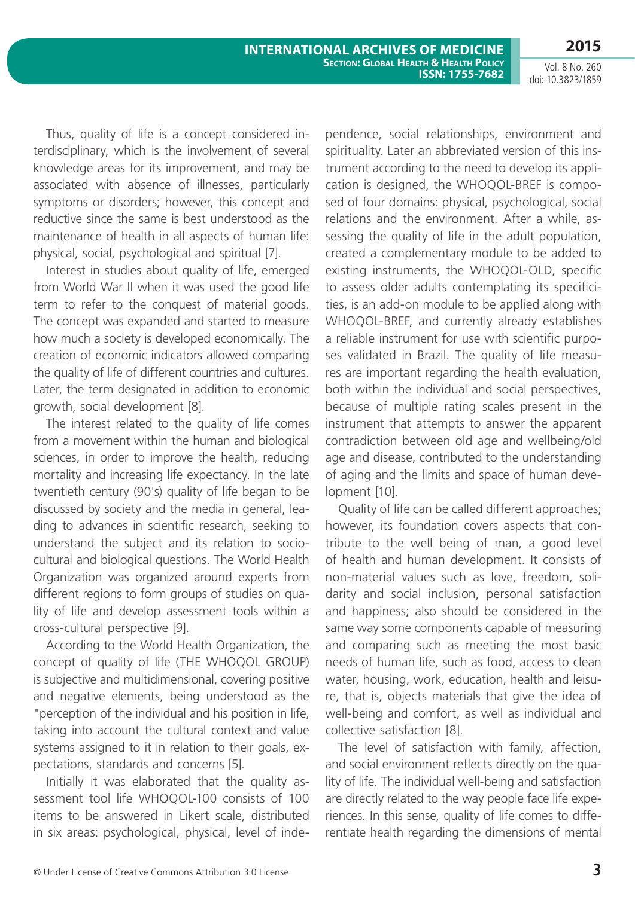Thus, quality of life is a concept considered interdisciplinary, which is the involvement of several knowledge areas for its improvement, and may be associated with absence of illnesses, particularly symptoms or disorders; however, this concept and reductive since the same is best understood as the maintenance of health in all aspects of human life: physical, social, psychological and spiritual [7].

Interest in studies about quality of life, emerged from World War II when it was used the good life term to refer to the conquest of material goods. The concept was expanded and started to measure how much a society is developed economically. The creation of economic indicators allowed comparing the quality of life of different countries and cultures. Later, the term designated in addition to economic growth, social development [8].

The interest related to the quality of life comes from a movement within the human and biological sciences, in order to improve the health, reducing mortality and increasing life expectancy. In the late twentieth century (90's) quality of life began to be discussed by society and the media in general, leading to advances in scientific research, seeking to understand the subject and its relation to sociocultural and biological questions. The World Health Organization was organized around experts from different regions to form groups of studies on quality of life and develop assessment tools within a cross-cultural perspective [9].

According to the World Health Organization, the concept of quality of life (THE WHOQOL GROUP) is subjective and multidimensional, covering positive and negative elements, being understood as the "perception of the individual and his position in life, taking into account the cultural context and value systems assigned to it in relation to their goals, expectations, standards and concerns [5].

Initially it was elaborated that the quality assessment tool life WHOQOL-100 consists of 100 items to be answered in Likert scale, distributed in six areas: psychological, physical, level of independence, social relationships, environment and spirituality. Later an abbreviated version of this instrument according to the need to develop its application is designed, the WHOQOL-BREF is composed of four domains: physical, psychological, social relations and the environment. After a while, assessing the quality of life in the adult population, created a complementary module to be added to existing instruments, the WHOQOL-OLD, specific to assess older adults contemplating its specificities, is an add-on module to be applied along with WHOQOL-BREF, and currently already establishes a reliable instrument for use with scientific purposes validated in Brazil. The quality of life measures are important regarding the health evaluation, both within the individual and social perspectives, because of multiple rating scales present in the instrument that attempts to answer the apparent contradiction between old age and wellbeing/old age and disease, contributed to the understanding of aging and the limits and space of human development [10].

Quality of life can be called different approaches; however, its foundation covers aspects that contribute to the well being of man, a good level of health and human development. It consists of non-material values such as love, freedom, solidarity and social inclusion, personal satisfaction and happiness; also should be considered in the same way some components capable of measuring and comparing such as meeting the most basic needs of human life, such as food, access to clean water, housing, work, education, health and leisure, that is, objects materials that give the idea of well-being and comfort, as well as individual and collective satisfaction [8].

The level of satisfaction with family, affection, and social environment reflects directly on the quality of life. The individual well-being and satisfaction are directly related to the way people face life experiences. In this sense, quality of life comes to differentiate health regarding the dimensions of mental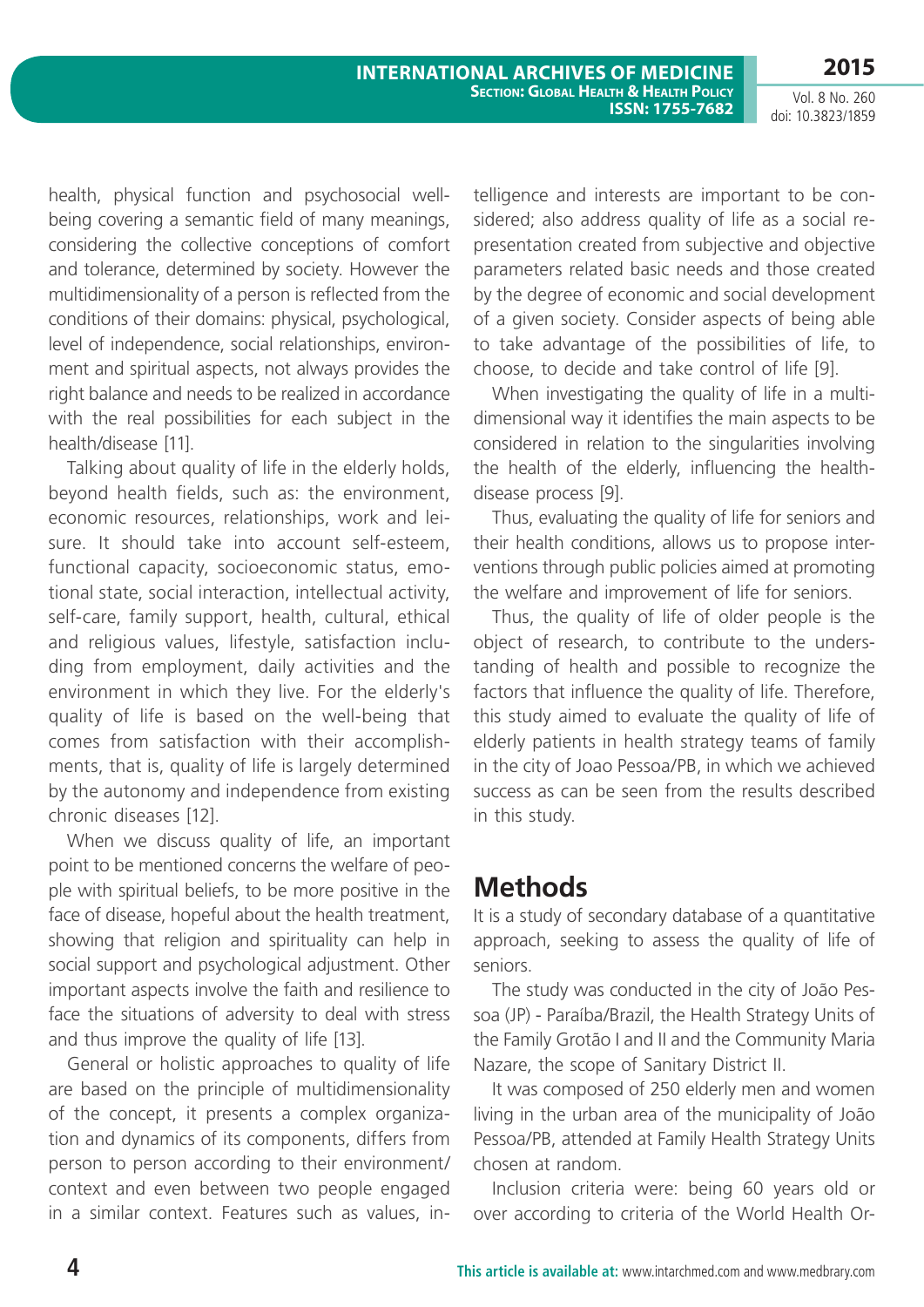health, physical function and psychosocial well-being covering a semantic field of many meanings, considering the collective conceptions of comfort and tolerance, determined by society. However the multidimensionality of a person is reflected from the conditions of their domains: physical, psychological, level of independence, social relationships, environment and spiritual aspects, not always provides the right balance and needs to be realized in accordance with the real possibilities for each subject in the health/disease [11].

Talking about quality of life in the elderly holds, beyond health fields, such as: the environment, economic resources, relationships, work and leisure. It should take into account self-esteem, functional capacity, socioeconomic status, emotional state, social interaction, intellectual activity, self-care, family support, health, cultural, ethical and religious values, lifestyle, satisfaction including from employment, daily activities and the environment in which they live. For the elderly's quality of life is based on the well-being that comes from satisfaction with their accomplishments, that is, quality of life is largely determined by the autonomy and independence from existing chronic diseases [12].

When we discuss quality of life, an important point to be mentioned concerns the welfare of people with spiritual beliefs, to be more positive in the face of disease, hopeful about the health treatment, showing that religion and spirituality can help in social support and psychological adjustment. Other important aspects involve the faith and resilience to face the situations of adversity to deal with stress and thus improve the quality of life [13].

General or holistic approaches to quality of life are based on the principle of multidimensionality of the concept, it presents a complex organization and dynamics of its components, differs from person to person according to their environment/context and even between two people engaged in a similar context. Features such as values, intelligence and interests are important to be considered; also address quality of life as a social representation created from subjective and objective parameters related basic needs and those created by the degree of economic and social development of a given society. Consider aspects of being able to take advantage of the possibilities of life, to choose, to decide and take control of life [9].

When investigating the quality of life in a multidimensional way it identifies the main aspects to be considered in relation to the singularities involving the health of the elderly, influencing the health-disease process [9].

Thus, evaluating the quality of life for seniors and their health conditions, allows us to propose interventions through public policies aimed at promoting the welfare and improvement of life for seniors.

Thus, the quality of life of older people is the object of research, to contribute to the understanding of health and possible to recognize the factors that influence the quality of life. Therefore, this study aimed to evaluate the quality of life of elderly patients in health strategy teams of family in the city of Joao Pessoa/PB, in which we achieved success as can be seen from the results described in this study.

## Methods

It is a study of secondary database of a quantitative approach, seeking to assess the quality of life of seniors.

The study was conducted in the city of João Pessoa (JP) - Paraíba/Brazil, the Health Strategy Units of the Family Grotão I and II and the Community Maria Nazare, the scope of Sanitary District II.

It was composed of 250 elderly men and women living in the urban area of the municipality of João Pessoa/PB, attended at Family Health Strategy Units chosen at random.

Inclusion criteria were: being 60 years old or over according to criteria of the World Health Or-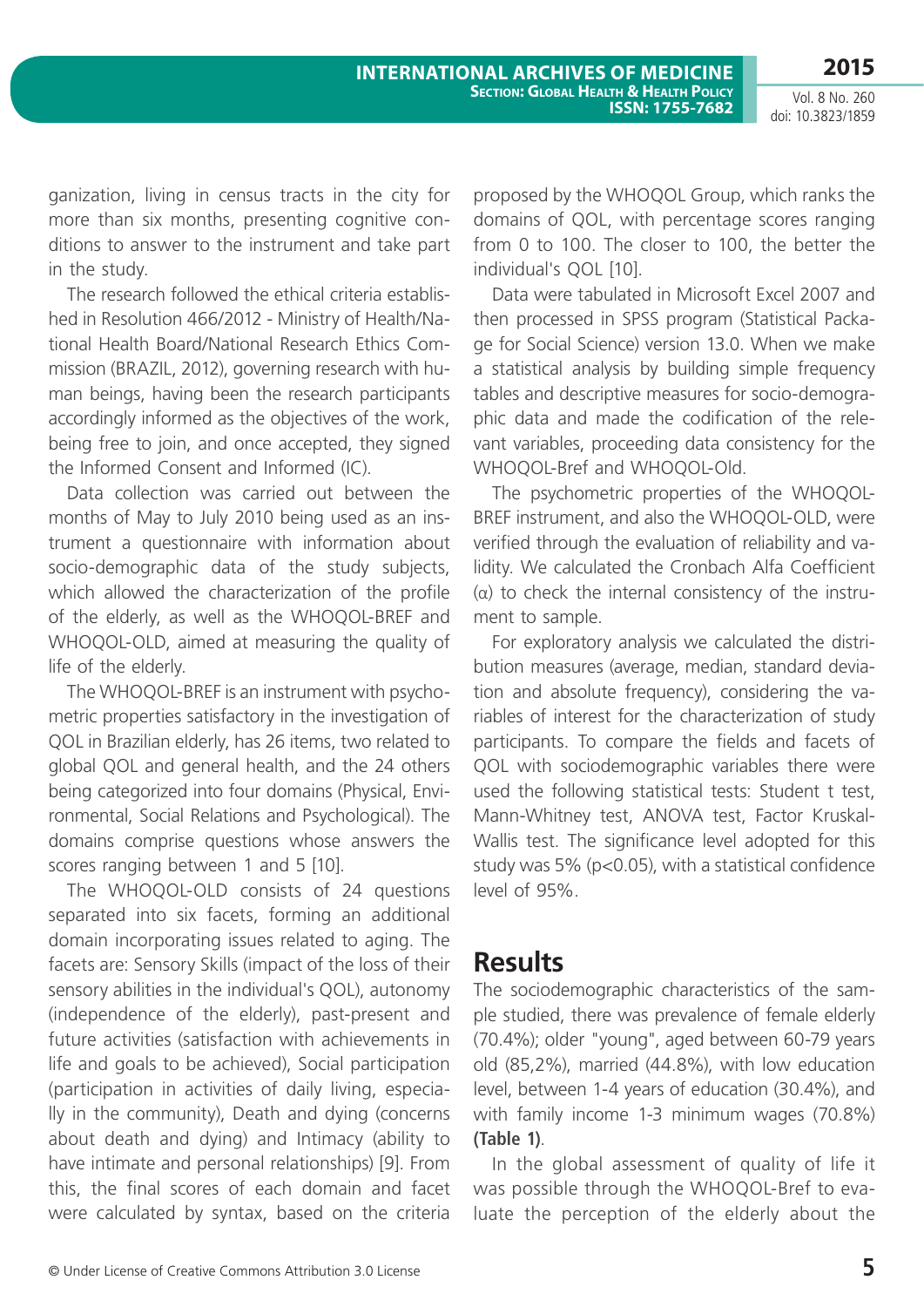ganization, living in census tracts in the city for more than six months, presenting cognitive conditions to answer to the instrument and take part in the study.

The research followed the ethical criteria established in Resolution 466/2012 - Ministry of Health/National Health Board/National Research Ethics Commission (BRAZIL, 2012), governing research with human beings, having been the research participants accordingly informed as the objectives of the work, being free to join, and once accepted, they signed the Informed Consent and Informed (IC).

Data collection was carried out between the months of May to July 2010 being used as an instrument a questionnaire with information about socio-demographic data of the study subjects, which allowed the characterization of the profile of the elderly, as well as the WHOQOL-BREF and WHOQOL-OLD, aimed at measuring the quality of life of the elderly.

The WHOQOL-BREF is an instrument with psychometric properties satisfactory in the investigation of QOL in Brazilian elderly, has 26 items, two related to global QOL and general health, and the 24 others being categorized into four domains (Physical, Environmental, Social Relations and Psychological). The domains comprise questions whose answers the scores ranging between 1 and 5 [10].

The WHOQOL-OLD consists of 24 questions separated into six facets, forming an additional domain incorporating issues related to aging. The facets are: Sensory Skills (impact of the loss of their sensory abilities in the individual's QOL), autonomy (independence of the elderly), past-present and future activities (satisfaction with achievements in life and goals to be achieved), Social participation (participation in activities of daily living, especially in the community), Death and dying (concerns about death and dying) and Intimacy (ability to have intimate and personal relationships) [9]. From this, the final scores of each domain and facet were calculated by syntax, based on the criteria proposed by the WHOQOL Group, which ranks the domains of QOL, with percentage scores ranging from 0 to 100. The closer to 100, the better the individual's QOL [10].

Data were tabulated in Microsoft Excel 2007 and then processed in SPSS program (Statistical Package for Social Science) version 13.0. When we make a statistical analysis by building simple frequency tables and descriptive measures for socio-demographic data and made the codification of the relevant variables, proceeding data consistency for the WHOQOL-Bref and WHOQOL-Old.

The psychometric properties of the WHOQOL-BREF instrument, and also the WHOQOL-OLD, were verified through the evaluation of reliability and validity. We calculated the Cronbach Alfa Coefficient ($\alpha$) to check the internal consistency of the instrument to sample.

For exploratory analysis we calculated the distribution measures (average, median, standard deviation and absolute frequency), considering the variables of interest for the characterization of study participants. To compare the fields and facets of QOL with sociodemographic variables there were used the following statistical tests: Student t test, Mann-Whitney test, ANOVA test, Factor Kruskal-Wallis test. The significance level adopted for this study was 5% ($p<0.05$), with a statistical confidence level of 95%.

## Results

The sociodemographic characteristics of the sample studied, there was prevalence of female elderly (70.4%); older "young", aged between 60-79 years old (85,2%), married (44.8%), with low education level, between 1-4 years of education (30.4%), and with family income 1-3 minimum wages (70.8%) **(Table 1)**.

In the global assessment of quality of life it was possible through the WHOQOL-Bref to evaluate the perception of the elderly about the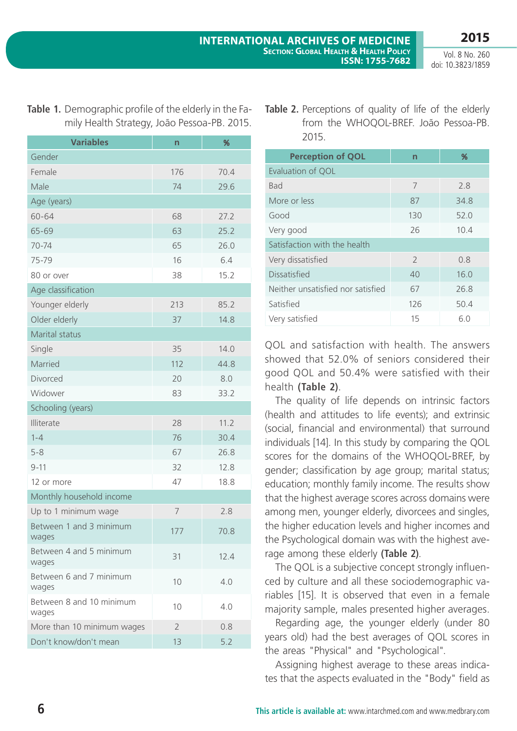**Table 1.** Demographic profile of the elderly in the Family Health Strategy, João Pessoa-PB. 2015.

| Variables | n | % |
|---|---|---|
| Gender | | |
| Female | 176 | 70.4 |
| Male | 74 | 29.6 |
| Age (years) | | |
| 60-64 | 68 | 27.2 |
| 65-69 | 63 | 25.2 |
| 70-74 | 65 | 26.0 |
| 75-79 | 16 | 6.4 |
| 80 or over | 38 | 15.2 |
| Age classification | | |
| Younger elderly | 213 | 85.2 |
| Older elderly | 37 | 14.8 |
| Marital status | | |
| Single | 35 | 14.0 |
| Married | 112 | 44.8 |
| Divorced | 20 | 8.0 |
| Widower | 83 | 33.2 |
| Schooling (years) | | |
| Illiterate | 28 | 11.2 |
| 1-4 | 76 | 30.4 |
| 5-8 | 67 | 26.8 |
| 9-11 | 32 | 12.8 |
| 12 or more | 47 | 18.8 |
| Monthly household income | | |
| Up to 1 minimum wage | 7 | 2.8 |
| Between 1 and 3 minimum wages | 177 | 70.8 |
| Between 4 and 5 minimum wages | 31 | 12.4 |
| Between 6 and 7 minimum wages | 10 | 4.0 |
| Between 8 and 10 minimum wages | 10 | 4.0 |
| More than 10 minimum wages | 2 | 0.8 |
| Don't know/don't mean | 13 | 5.2 |

**Table 2.** Perceptions of quality of life of the elderly from the WHOQOL-BREF. João Pessoa-PB. 2015.

| Perception of QOL | n | % |
|---|---|---|
| Evaluation of QOL | | |
| Bad | 7 | 2.8 |
| More or less | 87 | 34.8 |
| Good | 130 | 52.0 |
| Very good | 26 | 10.4 |
| Satisfaction with the health | | |
| Very dissatisfied | 2 | 0.8 |
| Dissatisfied | 40 | 16.0 |
| Neither unsatisfied nor satisfied | 67 | 26.8 |
| Satisfied | 126 | 50.4 |
| Very satisfied | 15 | 6.0 |

QOL and satisfaction with health. The answers showed that 52.0% of seniors considered their good QOL and 50.4% were satisfied with their health **(Table 2)**.

The quality of life depends on intrinsic factors (health and attitudes to life events); and extrinsic (social, financial and environmental) that surround individuals [14]. In this study by comparing the QOL scores for the domains of the WHOQOL-BREF, by gender; classification by age group; marital status; education; monthly family income. The results show that the highest average scores across domains were among men, younger elderly, divorcees and singles, the higher education levels and higher incomes and the Psychological domain was with the highest average among these elderly **(Table 2)**.

The QOL is a subjective concept strongly influenced by culture and all these sociodemographic variables [15]. It is observed that even in a female majority sample, males presented higher averages.

Regarding age, the younger elderly (under 80 years old) had the best averages of QOL scores in the areas "Physical" and "Psychological".

Assigning highest average to these areas indicates that the aspects evaluated in the "Body" field as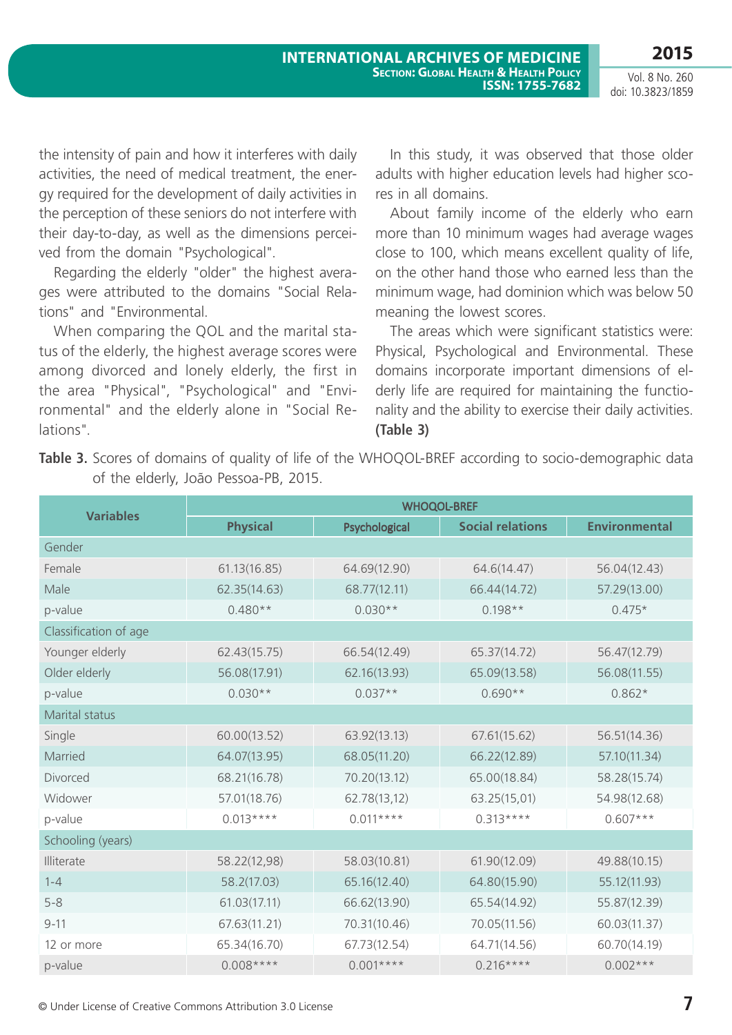the intensity of pain and how it interferes with daily activities, the need of medical treatment, the energy required for the development of daily activities in the perception of these seniors do not interfere with their day-to-day, as well as the dimensions perceived from the domain "Psychological".

Regarding the elderly "older" the highest averages were attributed to the domains "Social Relations" and "Environmental.

When comparing the QOL and the marital status of the elderly, the highest average scores were among divorced and lonely elderly, the first in the area "Physical", "Psychological" and "Environmental" and the elderly alone in "Social Relations".

In this study, it was observed that those older adults with higher education levels had higher scores in all domains.

About family income of the elderly who earn more than 10 minimum wages had average wages close to 100, which means excellent quality of life, on the other hand those who earned less than the minimum wage, had dominion which was below 50 meaning the lowest scores.

The areas which were significant statistics were: Physical, Psychological and Environmental. These domains incorporate important dimensions of elderly life are required for maintaining the functionality and the ability to exercise their daily activities. **(Table 3)**

**Table 3.** Scores of domains of quality of life of the WHOQOL-BREF according to socio-demographic data of the elderly, João Pessoa-PB, 2015.

| Variables | WHOQOL-BREF | | | |
|---|---|---|---|---|
| | Physical | Psychological | Social relations | Environmental |
| Gender | | | | |
| Female | 61.13(16.85) | 64.69(12.90) | 64.6(14.47) | 56.04(12.43) |
| Male | 62.35(14.63) | 68.77(12.11) | 66.44(14.72) | 57.29(13.00) |
| p-value | 0.480** | 0.030** | 0.198** | 0.475* |
| Classification of age | | | | |
| Younger elderly | 62.43(15.75) | 66.54(12.49) | 65.37(14.72) | 56.47(12.79) |
| Older elderly | 56.08(17.91) | 62.16(13.93) | 65.09(13.58) | 56.08(11.55) |
| p-value | 0.030** | 0.037** | 0.690** | 0.862* |
| Marital status | | | | |
| Single | 60.00(13.52) | 63.92(13.13) | 67.61(15.62) | 56.51(14.36) |
| Married | 64.07(13.95) | 68.05(11.20) | 66.22(12.89) | 57.10(11.34) |
| Divorced | 68.21(16.78) | 70.20(13.12) | 65.00(18.84) | 58.28(15.74) |
| Widower | 57.01(18.76) | 62.78(13,12) | 63.25(15,01) | 54.98(12.68) |
| p-value | 0.013**** | 0.011**** | 0.313**** | 0.607*** |
| Schooling (years) | | | | |
| Illiterate | 58.22(12,98) | 58.03(10.81) | 61.90(12.09) | 49.88(10.15) |
| 1-4 | 58.2(17.03) | 65.16(12.40) | 64.80(15.90) | 55.12(11.93) |
| 5-8 | 61.03(17.11) | 66.62(13.90) | 65.54(14.92) | 55.87(12.39) |
| 9-11 | 67.63(11.21) | 70.31(10.46) | 70.05(11.56) | 60.03(11.37) |
| 12 or more | 65.34(16.70) | 67.73(12.54) | 64.71(14.56) | 60.70(14.19) |
| p-value | 0.008**** | 0.001**** | 0.216**** | 0.002*** |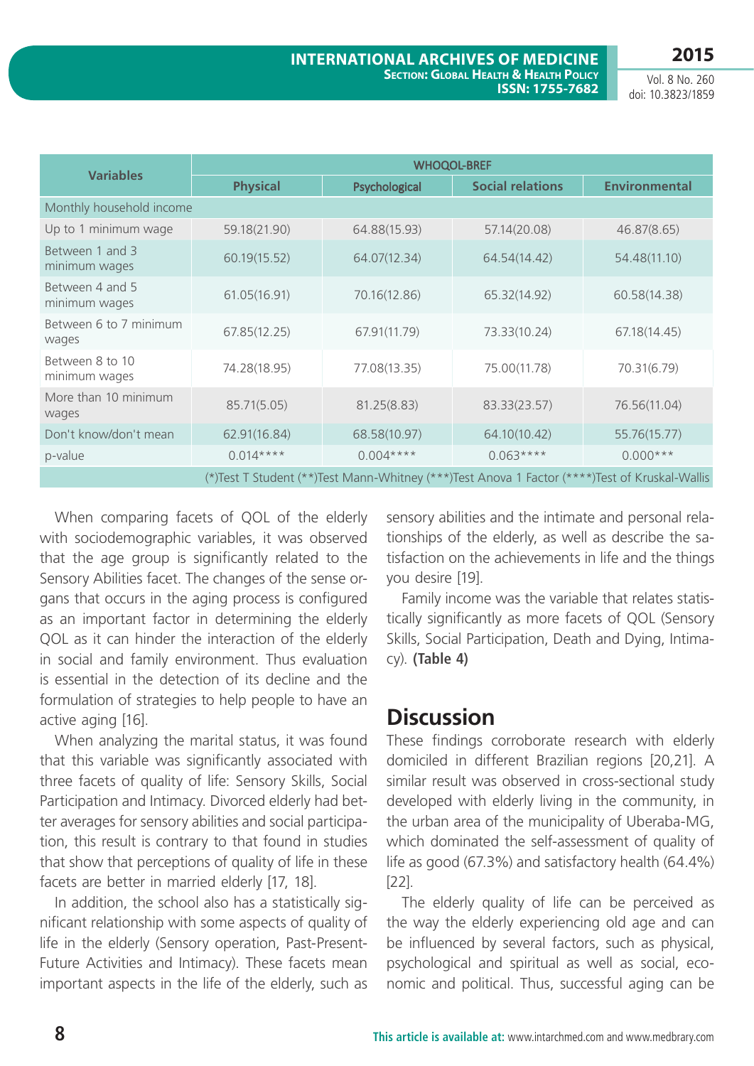| Variables | WHOQOL-BREF | | | |
|---|---|---|---|---|
| | Physical | Psychological | Social relations | Environmental |
| Monthly household income | | | | |
| Up to 1 minimum wage | 59.18(21.90) | 64.88(15.93) | 57.14(20.08) | 46.87(8.65) |
| Between 1 and 3 minimum wages | 60.19(15.52) | 64.07(12.34) | 64.54(14.42) | 54.48(11.10) |
| Between 4 and 5 minimum wages | 61.05(16.91) | 70.16(12.86) | 65.32(14.92) | 60.58(14.38) |
| Between 6 to 7 minimum wages | 67.85(12.25) | 67.91(11.79) | 73.33(10.24) | 67.18(14.45) |
| Between 8 to 10 minimum wages | 74.28(18.95) | 77.08(13.35) | 75.00(11.78) | 70.31(6.79) |
| More than 10 minimum wages | 85.71(5.05) | 81.25(8.83) | 83.33(23.57) | 76.56(11.04) |
| Don't know/don't mean | 62.91(16.84) | 68.58(10.97) | 64.10(10.42) | 55.76(15.77) |
| p-value | 0.014**** | 0.004**** | 0.063**** | 0.000*** |

(*)Test T Student (**)Test Mann-Whitney (***)Test Anova 1 Factor (****)Test of Kruskal-Wallis

When comparing facets of QOL of the elderly with sociodemographic variables, it was observed that the age group is significantly related to the Sensory Abilities facet. The changes of the sense organs that occurs in the aging process is configured as an important factor in determining the elderly QOL as it can hinder the interaction of the elderly in social and family environment. Thus evaluation is essential in the detection of its decline and the formulation of strategies to help people to have an active aging [16].

When analyzing the marital status, it was found that this variable was significantly associated with three facets of quality of life: Sensory Skills, Social Participation and Intimacy. Divorced elderly had better averages for sensory abilities and social participation, this result is contrary to that found in studies that show that perceptions of quality of life in these facets are better in married elderly [17, 18].

In addition, the school also has a statistically significant relationship with some aspects of quality of life in the elderly (Sensory operation, Past-Present-Future Activities and Intimacy). These facets mean important aspects in the life of the elderly, such as sensory abilities and the intimate and personal relationships of the elderly, as well as describe the satisfaction on the achievements in life and the things you desire [19].

Family income was the variable that relates statistically significantly as more facets of QOL (Sensory Skills, Social Participation, Death and Dying, Intimacy). **(Table 4)**

## Discussion

These findings corroborate research with elderly domiciled in different Brazilian regions [20,21]. A similar result was observed in cross-sectional study developed with elderly living in the community, in the urban area of the municipality of Uberaba-MG, which dominated the self-assessment of quality of life as good (67.3%) and satisfactory health (64.4%) [22].

The elderly quality of life can be perceived as the way the elderly experiencing old age and can be influenced by several factors, such as physical, psychological and spiritual as well as social, economic and political. Thus, successful aging can be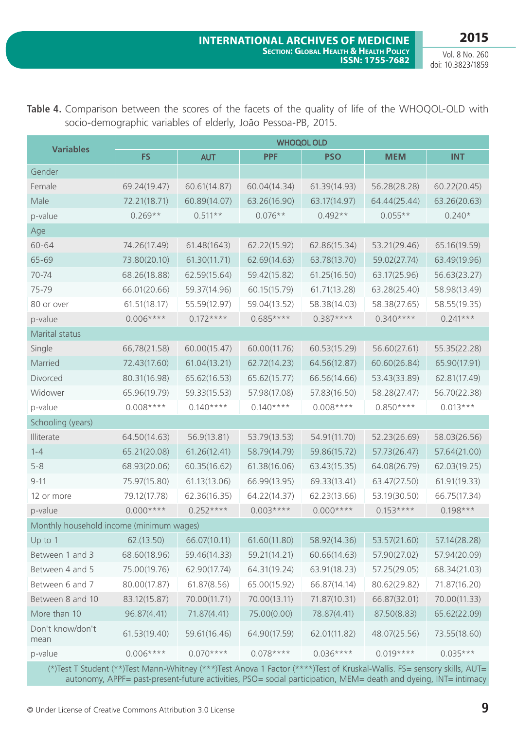**Table 4.** Comparison between the scores of the facets of the quality of life of the WHOQOL-OLD with socio-demographic variables of elderly, João Pessoa-PB, 2015.

| Variables | WHOQOL OLD | | | | | |
|---|---|---|---|---|---|---|
| | FS | AUT | PPF | PSO | MEM | INT |
| Gender | | | | | | |
| Female | 69.24(19.47) | 60.61(14.87) | 60.04(14.34) | 61.39(14.93) | 56.28(28.28) | 60.22(20.45) |
| Male | 72.21(18.71) | 60.89(14.07) | 63.26(16.90) | 63.17(14.97) | 64.44(25.44) | 63.26(20.63) |
| p-value | 0.269** | 0.511** | 0.076** | 0.492** | 0.055** | 0.240* |
| Age | | | | | | |
| 60-64 | 74.26(17.49) | 61.48(1643) | 62.22(15.92) | 62.86(15.34) | 53.21(29.46) | 65.16(19.59) |
| 65-69 | 73.80(20.10) | 61.30(11.71) | 62.69(14.63) | 63.78(13.70) | 59.02(27.74) | 63.49(19.96) |
| 70-74 | 68.26(18.88) | 62.59(15.64) | 59.42(15.82) | 61.25(16.50) | 63.17(25.96) | 56.63(23.27) |
| 75-79 | 66.01(20.66) | 59.37(14.96) | 60.15(15.79) | 61.71(13.28) | 63.28(25.40) | 58.98(13.49) |
| 80 or over | 61.51(18.17) | 55.59(12.97) | 59.04(13.52) | 58.38(14.03) | 58.38(27.65) | 58.55(19.35) |
| p-value | 0.006**** | 0.172**** | 0.685**** | 0.387**** | 0.340**** | 0.241*** |
| Marital status | | | | | | |
| Single | 66,78(21.58) | 60.00(15.47) | 60.00(11.76) | 60.53(15.29) | 56.60(27.61) | 55.35(22.28) |
| Married | 72.43(17.60) | 61.04(13.21) | 62.72(14.23) | 64.56(12.87) | 60.60(26.84) | 65.90(17.91) |
| Divorced | 80.31(16.98) | 65.62(16.53) | 65.62(15.77) | 66.56(14.66) | 53.43(33.89) | 62.81(17.49) |
| Widower | 65.96(19.79) | 59.33(15.53) | 57.98(17.08) | 57.83(16.50) | 58.28(27.47) | 56.70(22.38) |
| p-value | 0.008**** | 0.140**** | 0.140**** | 0.008**** | 0.850**** | 0.013*** |
| Schooling (years) | | | | | | |
| Illiterate | 64.50(14.63) | 56.9(13.81) | 53.79(13.53) | 54.91(11.70) | 52.23(26.69) | 58.03(26.56) |
| 1-4 | 65.21(20.08) | 61.26(12.41) | 58.79(14.79) | 59.86(15.72) | 57.73(26.47) | 57.64(21.00) |
| 5-8 | 68.93(20.06) | 60.35(16.62) | 61.38(16.06) | 63.43(15.35) | 64.08(26.79) | 62.03(19.25) |
| 9-11 | 75.97(15.80) | 61.13(13.06) | 66.99(13.95) | 69.33(13.41) | 63.47(27.50) | 61.91(19.33) |
| 12 or more | 79.12(17.78) | 62.36(16.35) | 64.22(14.37) | 62.23(13.66) | 53.19(30.50) | 66.75(17.34) |
| p-value | 0.000**** | 0.252**** | 0.003**** | 0.000**** | 0.153**** | 0.198*** |
| Monthly household income (minimum wages) | | | | | | |
| Up to 1 | 62.(13.50) | 66.07(10.11) | 61.60(11.80) | 58.92(14.36) | 53.57(21.60) | 57.14(28.28) |
| Between 1 and 3 | 68.60(18.96) | 59.46(14.33) | 59.21(14.21) | 60.66(14.63) | 57.90(27.02) | 57.94(20.09) |
| Between 4 and 5 | 75.00(19.76) | 62.90(17.74) | 64.31(19.24) | 63.91(18.23) | 57.25(29.05) | 68.34(21.03) |
| Between 6 and 7 | 80.00(17.87) | 61.87(8.56) | 65.00(15.92) | 66.87(14.14) | 80.62(29.82) | 71.87(16.20) |
| Between 8 and 10 | 83.12(15.87) | 70.00(11.71) | 70.00(13.11) | 71.87(10.31) | 66.87(32.01) | 70.00(11.33) |
| More than 10 | 96.87(4.41) | 71.87(4.41) | 75.00(0.00) | 78.87(4.41) | 87.50(8.83) | 65.62(22.09) |
| Don't know/don't mean | 61.53(19.40) | 59.61(16.46) | 64.90(17.59) | 62.01(11.82) | 48.07(25.56) | 73.55(18.60) |
| p-value | 0.006**** | 0.070**** | 0.078**** | 0.036**** | 0.019**** | 0.035*** |

(*)Test T Student (**)Test Mann-Whitney (***)Test Anova 1 Factor (****)Test of Kruskal-Wallis. FS= sensory skills, AUT= autonomy, APPF= past-present-future activities, PSO= social participation, MEM= death and dyeing, INT= intimacy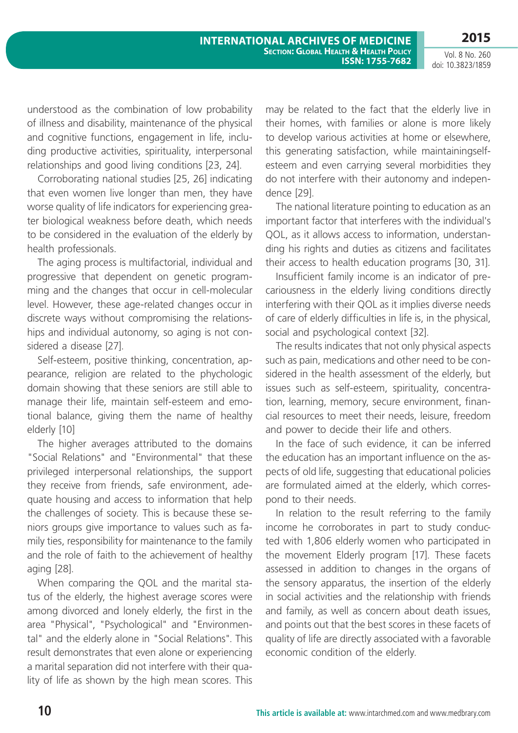understood as the combination of low probability of illness and disability, maintenance of the physical and cognitive functions, engagement in life, including productive activities, spirituality, interpersonal relationships and good living conditions [23, 24].

Corroborating national studies [25, 26] indicating that even women live longer than men, they have worse quality of life indicators for experiencing greater biological weakness before death, which needs to be considered in the evaluation of the elderly by health professionals.

The aging process is multifactorial, individual and progressive that dependent on genetic programming and the changes that occur in cell-molecular level. However, these age-related changes occur in discrete ways without compromising the relationships and individual autonomy, so aging is not considered a disease [27].

Self-esteem, positive thinking, concentration, appearance, religion are related to the phychologic domain showing that these seniors are still able to manage their life, maintain self-esteem and emotional balance, giving them the name of healthy elderly [10]

The higher averages attributed to the domains "Social Relations" and "Environmental" that these privileged interpersonal relationships, the support they receive from friends, safe environment, adequate housing and access to information that help the challenges of society. This is because these seniors groups give importance to values such as family ties, responsibility for maintenance to the family and the role of faith to the achievement of healthy aging [28].

When comparing the QOL and the marital status of the elderly, the highest average scores were among divorced and lonely elderly, the first in the area "Physical", "Psychological" and "Environmental" and the elderly alone in "Social Relations". This result demonstrates that even alone or experiencing a marital separation did not interfere with their quality of life as shown by the high mean scores. This may be related to the fact that the elderly live in their homes, with families or alone is more likely to develop various activities at home or elsewhere, this generating satisfaction, while maintainingself-esteem and even carrying several morbidities they do not interfere with their autonomy and independence [29].

The national literature pointing to education as an important factor that interferes with the individual's QOL, as it allows access to information, understanding his rights and duties as citizens and facilitates their access to health education programs [30, 31].

Insufficient family income is an indicator of precariousness in the elderly living conditions directly interfering with their QOL as it implies diverse needs of care of elderly difficulties in life is, in the physical, social and psychological context [32].

The results indicates that not only physical aspects such as pain, medications and other need to be considered in the health assessment of the elderly, but issues such as self-esteem, spirituality, concentration, learning, memory, secure environment, financial resources to meet their needs, leisure, freedom and power to decide their life and others.

In the face of such evidence, it can be inferred the education has an important influence on the aspects of old life, suggesting that educational policies are formulated aimed at the elderly, which correspond to their needs.

In relation to the result referring to the family income he corroborates in part to study conducted with 1,806 elderly women who participated in the movement Elderly program [17]. These facets assessed in addition to changes in the organs of the sensory apparatus, the insertion of the elderly in social activities and the relationship with friends and family, as well as concern about death issues, and points out that the best scores in these facets of quality of life are directly associated with a favorable economic condition of the elderly.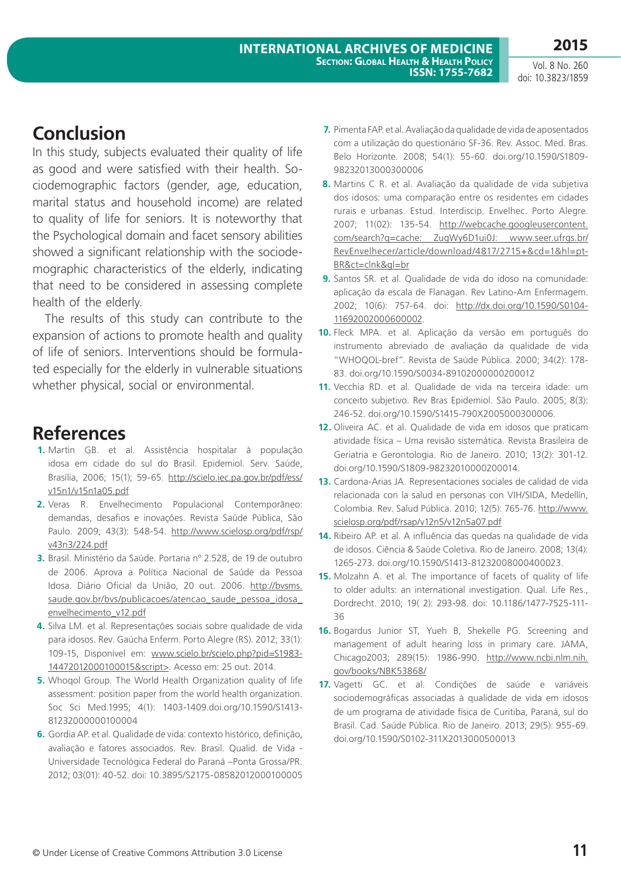## Conclusion

In this study, subjects evaluated their quality of life as good and were satisfied with their health. Sociodemographic factors (gender, age, education, marital status and household income) are related to quality of life for seniors. It is noteworthy that the Psychological domain and facet sensory abilities showed a significant relationship with the sociodemographic characteristics of the elderly, indicating that need to be considered in assessing complete health of the elderly.

The results of this study can contribute to the expansion of actions to promote health and quality of life of seniors. Interventions should be formulated especially for the elderly in vulnerable situations whether physical, social or environmental.

## References

1. Martin GB. et al. Assistência hospitalar à população idosa em cidade do sul do Brasil. Epidemiol. Serv. Saúde, Brasília, 2006; 15(1); 59-65. http://scielo.iec.pa.gov.br/pdf/ess/v15n1/v15n1a05.pdf
2. Veras R. Envelhecimento Populacional Contemporâneo: demandas, desafios e inovações. Revista Saúde Pública, São Paulo. 2009; 43(3): 548-54. http://www.scielosp.org/pdf/rsp/v43n3/224.pdf
3. Brasil. Ministério da Saúde. Portaria nº 2.528, de 19 de outubro de 2006. Aprova a Política Nacional de Saúde da Pessoa Idosa. Diário Oficial da União, 20 out. 2006. http://bvsms.saude.gov.br/bvs/publicacoes/atencao_saude_pessoa_idosa_envelhecimento_v12.pdf
4. Silva LM. et al. Representações sociais sobre qualidade de vida para idosos. Rev. Gaúcha Enferm. Porto Alegre (RS). 2012; 33(1): 109-15, Disponível em: www.scielo.br/scielo.php?pid=S1983-14472012000100015&script>. Acesso em: 25 out. 2014.
5. Whoqol Group. The World Health Organization quality of life assessment: position paper from the world health organization. Soc Sci Med.1995; 4(1): 1403-1409.doi.org/10.1590/S1413-81232000000100004
6. Gordia AP. et al. Qualidade de vida: contexto histórico, definição, avaliação e fatores associados. Rev. Brasil. Qualid. de Vida - Universidade Tecnológica Federal do Paraná –Ponta Grossa/PR. 2012; 03(01): 40-52. doi: 10.3895/S2175-08582012000100005
7. Pimenta FAP. et al. Avaliação da qualidade de vida de aposentados com a utilização do questionário SF-36. Rev. Assoc. Med. Bras. Belo Horizonte. 2008; 54(1): 55-60. doi.org/10.1590/S1809-98232013000300006
8. Martins C R. et al. Avaliação da qualidade de vida subjetiva dos idosos: uma comparação entre os residentes em cidades rurais e urbanas. Estud. Interdiscip. Envelhec. Porto Alegre. 2007; 11(02): 135-54. http://webcache.googleusercontent.com/search?q=cache: ZugWy6D1ui0J: www.seer.ufrgs.br/RevEnvelhecer/article/download/4817/2715+&cd=1&hl=pt-BR&ct=clnk&gl=br
9. Santos SR. et al. Qualidade de vida do idoso na comunidade: aplicação da escala de Flanagan. Rev Latino-Am Enfermagem. 2002; 10(6): 757-64. doi: http://dx.doi.org/10.1590/S0104-11692002000600002.
10. Fleck MPA. et al. Aplicação da versão em português do instrumento abreviado de avaliação da qualidade de vida "WHOQOL-bref". Revista de Saúde Pública. 2000; 34(2): 178-83. doi.org/10.1590/S0034-89102000000200012
11. Vecchia RD. et al. Qualidade de vida na terceira idade: um conceito subjetivo. Rev Bras Epidemiol. São Paulo. 2005; 8(3): 246-52. doi.org/10.1590/S1415-790X2005000300006.
12. Oliveira AC. et al. Qualidade de vida em idosos que praticam atividade física – Uma revisão sistemática. Revista Brasileira de Geriatria e Gerontologia. Rio de Janeiro. 2010; 13(2): 301-12. doi.org/10.1590/S1809-98232010000200014.
13. Cardona-Arias JA. Representaciones sociales de calidad de vida relacionada con la salud en personas con VIH/SIDA, Medellín, Colombia. Rev. Salud Pública. 2010; 12(5): 765-76. http://www.scielosp.org/pdf/rsap/v12n5/v12n5a07.pdf
14. Ribeiro AP. et al. A influência das quedas na qualidade de vida de idosos. Ciência & Saúde Coletiva. Rio de Janeiro. 2008; 13(4): 1265-273. doi.org/10.1590/S1413-81232008000400023.
15. Molzahn A. et al. The importance of facets of quality of life to older adults: an international investigation. Qual. Life Res., Dordrecht. 2010; 19( 2): 293-98. doi: 10.1186/1477-7525-111-36
16. Bogardus Junior ST, Yueh B, Shekelle PG. Screening and management of adult hearing loss in primary care. JAMA, Chicago2003; 289(15): 1986-990. http://www.ncbi.nlm.nih.gov/books/NBK53868/
17. Vagetti GC. et al. Condições de saúde e variáveis sociodemográficas associadas à qualidade de vida em idosos de um programa de atividade física de Curitiba, Paraná, sul do Brasil. Cad. Saúde Pública. Rio de Janeiro. 2013; 29(5): 955-69. doi.org/10.1590/S0102-311X2013000500013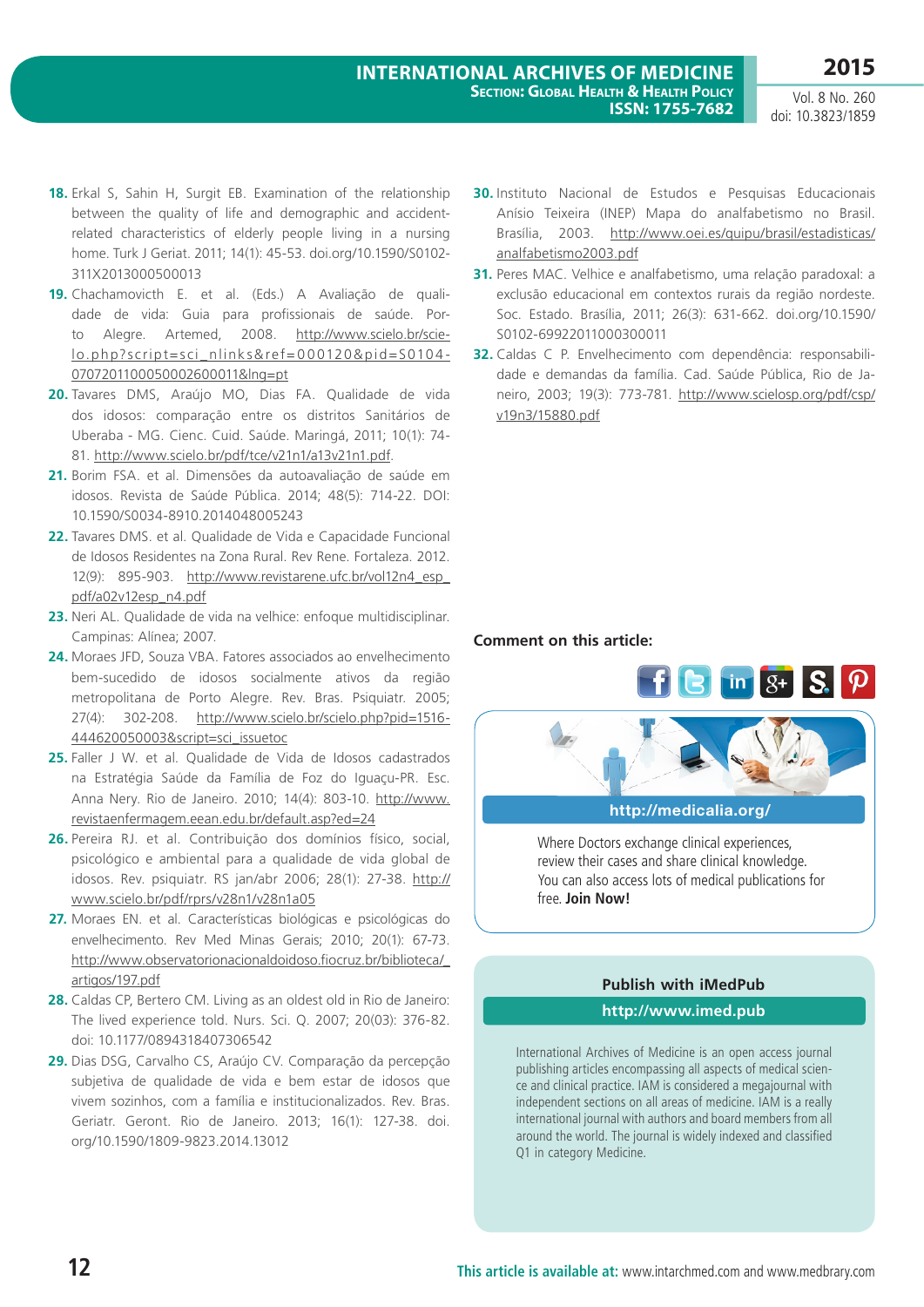18. Erkal S, Sahin H, Surgit EB. Examination of the relationship between the quality of life and demographic and accident-related characteristics of elderly people living in a nursing home. Turk J Geriat. 2011; 14(1): 45-53. doi.org/10.1590/S0102-311X2013000500013

19. Chachamovicth E. et al. (Eds.) A Avaliação de qualidade de vida: Guia para profissionais de saúde. Porto Alegre. Artemed, 2008. http://www.scielo.br/scielo.php?script=sci_nlinks&ref=000120&pid=S0104-07072011000500026000011&lng=pt

20. Tavares DMS, Araújo MO, Dias FA. Qualidade de vida dos idosos: comparação entre os distritos Sanitários de Uberaba - MG. Cienc. Cuid. Saúde. Maringá, 2011; 10(1): 74-81. http://www.scielo.br/pdf/tce/v21n1/a13v21n1.pdf.

21. Borim FSA. et al. Dimensões da autoavaliação de saúde em idosos. Revista de Saúde Pública. 2014; 48(5): 714-22. DOI: 10.1590/S0034-8910.2014048005243

22. Tavares DMS. et al. Qualidade de Vida e Capacidade Funcional de Idosos Residentes na Zona Rural. Rev Rene. Fortaleza. 2012. 12(9): 895-903. http://www.revistarene.ufc.br/vol12n4_esp_pdf/a02v12esp_n4.pdf

23. Neri AL. Qualidade de vida na velhice: enfoque multidisciplinar. Campinas: Alínea; 2007.

24. Moraes JFD, Souza VBA. Fatores associados ao envelhecimento bem-sucedido de idosos socialmente ativos da região metropolitana de Porto Alegre. Rev. Bras. Psiquiatr. 2005; 27(4): 302-208. http://www.scielo.br/scielo.php?pid=1516-444620050003&script=sci_issuetoc

25. Faller J W. et al. Qualidade de Vida de Idosos cadastrados na Estratégia Saúde da Família de Foz do Iguaçu-PR. Esc. Anna Nery. Rio de Janeiro. 2010; 14(4): 803-10. http://www.revistaenfermagem.eean.edu.br/default.asp?ed=24

26. Pereira RJ. et al. Contribuição dos domínios físico, social, psicológico e ambiental para a qualidade de vida global de idosos. Rev. psiquiatr. RS jan/abr 2006; 28(1): 27-38. http://www.scielo.br/pdf/rprs/v28n1/v28n1a05

27. Moraes EN. et al. Características biológicas e psicológicas do envelhecimento. Rev Med Minas Gerais; 2010; 20(1): 67-73. http://www.observatorionacionaldoidoso.fiocruz.br/biblioteca/_artigos/197.pdf

28. Caldas CP, Bertero CM. Living as an oldest old in Rio de Janeiro: The lived experience told. Nurs. Sci. Q. 2007; 20(03): 376-82. doi: 10.1177/0894318407306542

29. Dias DSG, Carvalho CS, Araújo CV. Comparação da percepção subjetiva de qualidade de vida e bem estar de idosos que vivem sozinhos, com a família e institucionalizados. Rev. Bras. Geriatr. Geront. Rio de Janeiro. 2013; 16(1): 127-38. doi.org/10.1590/1809-9823.2014.13012

30. Instituto Nacional de Estudos e Pesquisas Educacionais Anísio Teixeira (INEP) Mapa do analfabetismo no Brasil. Brasília, 2003. http://www.oei.es/quipu/brasil/estadisticas/analfabetismo2003.pdf

31. Peres MAC. Velhice e analfabetismo, uma relação paradoxal: a exclusão educacional em contextos rurais da região nordeste. Soc. Estado. Brasília, 2011; 26(3): 631-662. doi.org/10.1590/S0102-69922011000300011

32. Caldas C P. Envelhecimento com dependência: responsabilidade e demandas da família. Cad. Saúde Pública, Rio de Janeiro, 2003; 19(3): 773-781. http://www.scielosp.org/pdf/csp/v19n3/15880.pdf

**Comment on this article:**

**http://medicalia.org/**

Where Doctors exchange clinical experiences, review their cases and share clinical knowledge. You can also access lots of medical publications for free. **Join Now!**

**Publish with iMedPub**

**http://www.imed.pub**

International Archives of Medicine is an open access journal publishing articles encompassing all aspects of medical science and clinical practice. IAM is considered a megajournal with independent sections on all areas of medicine. IAM is a really international journal with authors and board members from all around the world. The journal is widely indexed and classified Q1 in category Medicine.